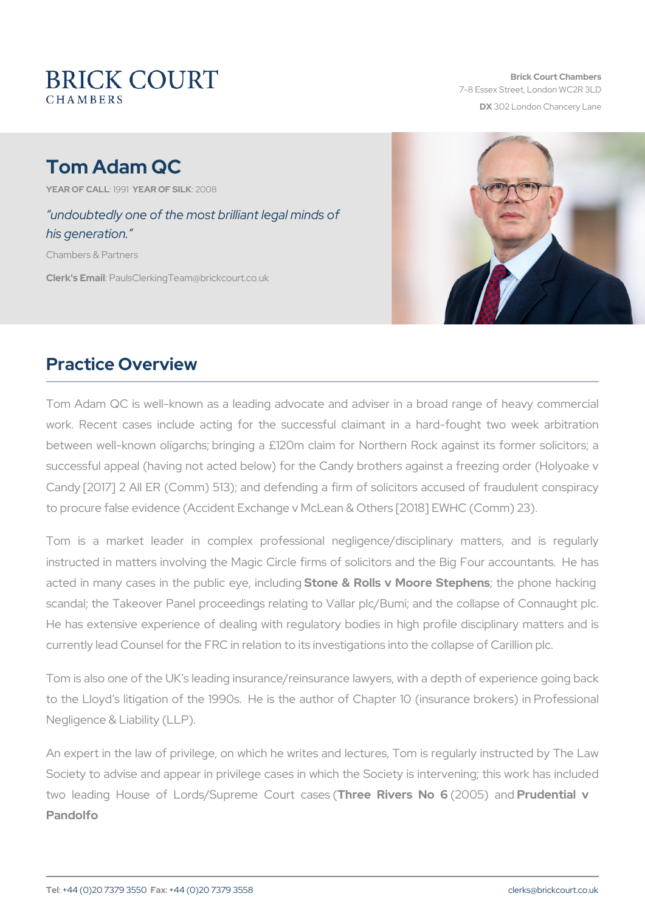# BRICK COURT
CHAMBERS

**Brick Court Chambers**
7-8 Essex Street, London WC2R 3LD
**DX** 302 London Chancery Lane

# Tom Adam QC

**YEAR OF CALL**: 1991 **YEAR OF SILK**: 2008

*"undoubtedly one of the most brilliant legal minds of his generation."*

Chambers & Partners

**Clerk's Email**: PaulsClerkingTeam@brickcourt.co.uk

## Practice Overview

Tom Adam QC is well-known as a leading advocate and adviser in a broad range of heavy commercial work. Recent cases include acting for the successful claimant in a hard-fought two week arbitration between well-known oligarchs; bringing a £120m claim for Northern Rock against its former solicitors; a successful appeal (having not acted below) for the Candy brothers against a freezing order (Holyoake v Candy [2017] 2 All ER (Comm) 513); and defending a firm of solicitors accused of fraudulent conspiracy to procure false evidence (Accident Exchange v McLean & Others [2018] EWHC (Comm) 23).

Tom is a market leader in complex professional negligence/disciplinary matters, and is regularly instructed in matters involving the Magic Circle firms of solicitors and the Big Four accountants. He has acted in many cases in the public eye, including **Stone & Rolls v Moore Stephens**; the phone hacking scandal; the Takeover Panel proceedings relating to Vallar plc/Bumi; and the collapse of Connaught plc. He has extensive experience of dealing with regulatory bodies in high profile disciplinary matters and is currently lead Counsel for the FRC in relation to its investigations into the collapse of Carillion plc.

Tom is also one of the UK's leading insurance/reinsurance lawyers, with a depth of experience going back to the Lloyd's litigation of the 1990s. He is the author of Chapter 10 (insurance brokers) in Professional Negligence & Liability (LLP).

An expert in the law of privilege, on which he writes and lectures, Tom is regularly instructed by The Law Society to advise and appear in privilege cases in which the Society is intervening; this work has included two leading House of Lords/Supreme Court cases (**Three Rivers No 6** (2005) and **Prudential v Pandolfo**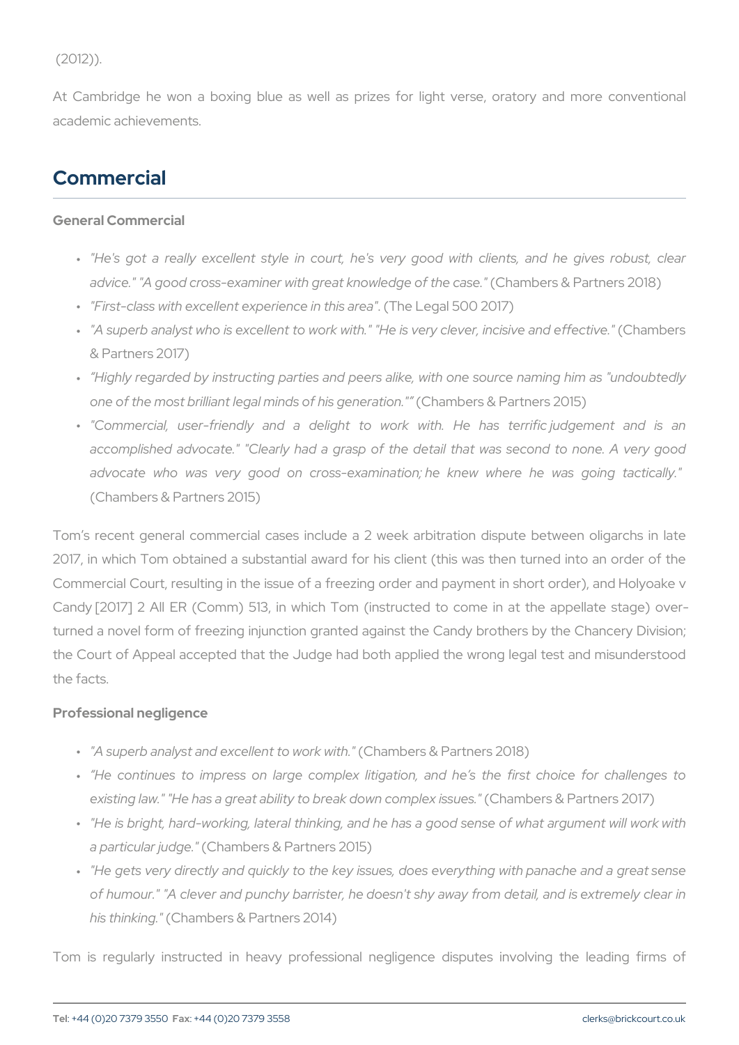(2012)).

At Cambridge he won a boxing blue as well as prizes for light verse, oratory and more conventional academic achievements.

## Commercial

### General Commercial

- *"He's got a really excellent style in court, he's very good with clients, and he gives robust, clear advice." "A good cross-examiner with great knowledge of the case."* (Chambers & Partners 2018)
- *"First-class with excellent experience in this area"*. (The Legal 500 2017)
- *"A superb analyst who is excellent to work with." "He is very clever, incisive and effective."* (Chambers & Partners 2017)
- *"Highly regarded by instructing parties and peers alike, with one source naming him as "undoubtedly one of the most brilliant legal minds of his generation.""* (Chambers & Partners 2015)
- *"Commercial, user-friendly and a delight to work with. He has terrific judgement and is an accomplished advocate." "Clearly had a grasp of the detail that was second to none. A very good advocate who was very good on cross-examination; he knew where he was going tactically."* (Chambers & Partners 2015)

Tom's recent general commercial cases include a 2 week arbitration dispute between oligarchs in late 2017, in which Tom obtained a substantial award for his client (this was then turned into an order of the Commercial Court, resulting in the issue of a freezing order and payment in short order), and Holyoake v Candy [2017] 2 All ER (Comm) 513, in which Tom (instructed to come in at the appellate stage) over-turned a novel form of freezing injunction granted against the Candy brothers by the Chancery Division; the Court of Appeal accepted that the Judge had both applied the wrong legal test and misunderstood the facts.

### Professional negligence

- *"A superb analyst and excellent to work with."* (Chambers & Partners 2018)
- *"He continues to impress on large complex litigation, and he's the first choice for challenges to existing law." "He has a great ability to break down complex issues."* (Chambers & Partners 2017)
- *"He is bright, hard-working, lateral thinking, and he has a good sense of what argument will work with a particular judge."* (Chambers & Partners 2015)
- *"He gets very directly and quickly to the key issues, does everything with panache and a great sense of humour." "A clever and punchy barrister, he doesn't shy away from detail, and is extremely clear in his thinking."* (Chambers & Partners 2014)

Tom is regularly instructed in heavy professional negligence disputes involving the leading firms of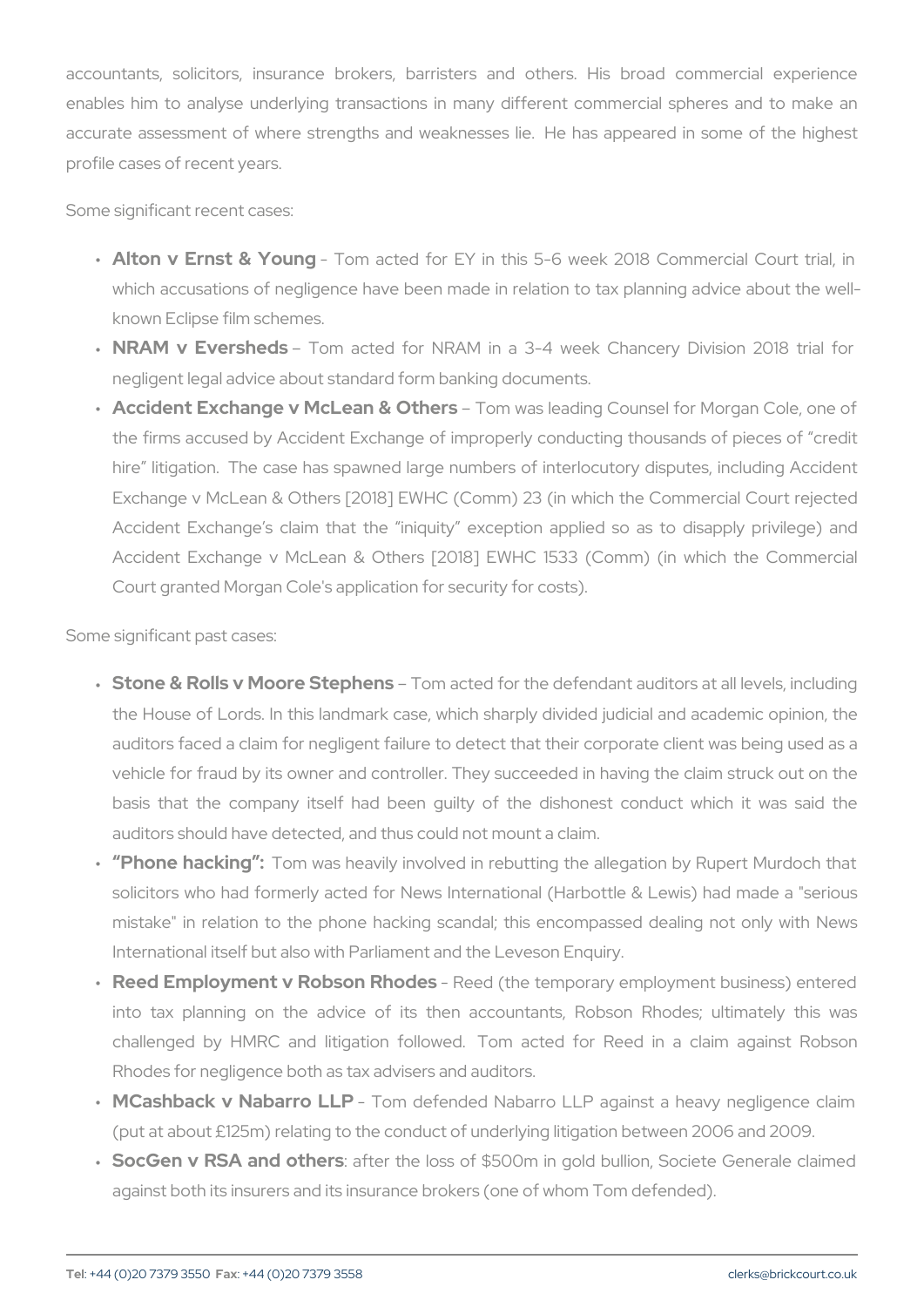accountants, solicitors, insurance brokers, barristers and others. His broad commercial experience enables him to analyse underlying transactions in many different commercial spheres and to make an accurate assessment of where strengths and weaknesses lie. He has appeared in some of the highest profile cases of recent years.

Some significant recent cases:

- **Alton v Ernst & Young** - Tom acted for EY in this 5-6 week 2018 Commercial Court trial, in which accusations of negligence have been made in relation to tax planning advice about the well-known Eclipse film schemes.
- **NRAM v Eversheds** – Tom acted for NRAM in a 3-4 week Chancery Division 2018 trial for negligent legal advice about standard form banking documents.
- **Accident Exchange v McLean & Others** – Tom was leading Counsel for Morgan Cole, one of the firms accused by Accident Exchange of improperly conducting thousands of pieces of "credit hire" litigation. The case has spawned large numbers of interlocutory disputes, including Accident Exchange v McLean & Others [2018] EWHC (Comm) 23 (in which the Commercial Court rejected Accident Exchange's claim that the "iniquity" exception applied so as to disapply privilege) and Accident Exchange v McLean & Others [2018] EWHC 1533 (Comm) (in which the Commercial Court granted Morgan Cole's application for security for costs).

Some significant past cases:

- **Stone & Rolls v Moore Stephens** – Tom acted for the defendant auditors at all levels, including the House of Lords. In this landmark case, which sharply divided judicial and academic opinion, the auditors faced a claim for negligent failure to detect that their corporate client was being used as a vehicle for fraud by its owner and controller. They succeeded in having the claim struck out on the basis that the company itself had been guilty of the dishonest conduct which it was said the auditors should have detected, and thus could not mount a claim.
- **"Phone hacking":** Tom was heavily involved in rebutting the allegation by Rupert Murdoch that solicitors who had formerly acted for News International (Harbottle & Lewis) had made a "serious mistake" in relation to the phone hacking scandal; this encompassed dealing not only with News International itself but also with Parliament and the Leveson Enquiry.
- **Reed Employment v Robson Rhodes** - Reed (the temporary employment business) entered into tax planning on the advice of its then accountants, Robson Rhodes; ultimately this was challenged by HMRC and litigation followed. Tom acted for Reed in a claim against Robson Rhodes for negligence both as tax advisers and auditors.
- **MCashback v Nabarro LLP** – Tom defended Nabarro LLP against a heavy negligence claim (put at about £125m) relating to the conduct of underlying litigation between 2006 and 2009.
- **SocGen v RSA and others**: after the loss of $500m in gold bullion, Societe Generale claimed against both its insurers and its insurance brokers (one of whom Tom defended).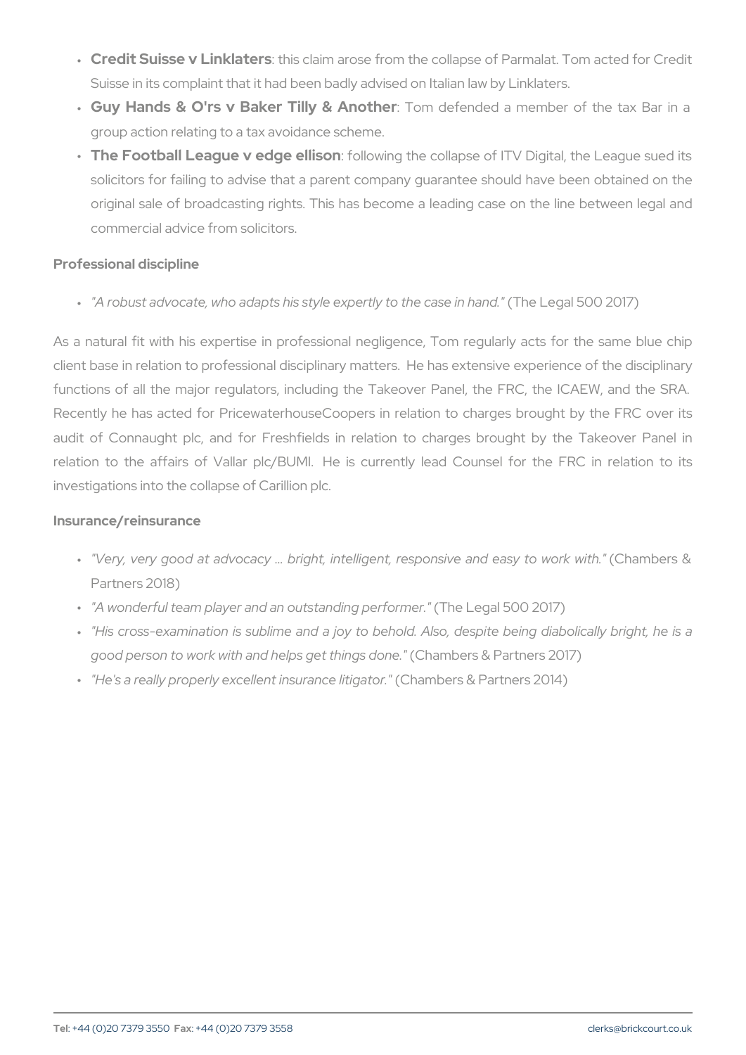- **Credit Suisse v Linklaters**: this claim arose from the collapse of Parmalat. Tom acted for Credit Suisse in its complaint that it had been badly advised on Italian law by Linklaters.
- **Guy Hands & O'rs v Baker Tilly & Another**: Tom defended a member of the tax Bar in a group action relating to a tax avoidance scheme.
- **The Football League v edge ellison**: following the collapse of ITV Digital, the League sued its solicitors for failing to advise that a parent company guarantee should have been obtained on the original sale of broadcasting rights. This has become a leading case on the line between legal and commercial advice from solicitors.

## Professional discipline

- *"A robust advocate, who adapts his style expertly to the case in hand."* (The Legal 500 2017)

As a natural fit with his expertise in professional negligence, Tom regularly acts for the same blue chip client base in relation to professional disciplinary matters. He has extensive experience of the disciplinary functions of all the major regulators, including the Takeover Panel, the FRC, the ICAEW, and the SRA. Recently he has acted for PricewaterhouseCoopers in relation to charges brought by the FRC over its audit of Connaught plc, and for Freshfields in relation to charges brought by the Takeover Panel in relation to the affairs of Vallar plc/BUMI. He is currently lead Counsel for the FRC in relation to its investigations into the collapse of Carillion plc.

## Insurance/reinsurance

- *"Very, very good at advocacy ... bright, intelligent, responsive and easy to work with."* (Chambers & Partners 2018)
- *"A wonderful team player and an outstanding performer."* (The Legal 500 2017)
- *"His cross-examination is sublime and a joy to behold. Also, despite being diabolically bright, he is a good person to work with and helps get things done."* (Chambers & Partners 2017)
- *"He's a really properly excellent insurance litigator."* (Chambers & Partners 2014)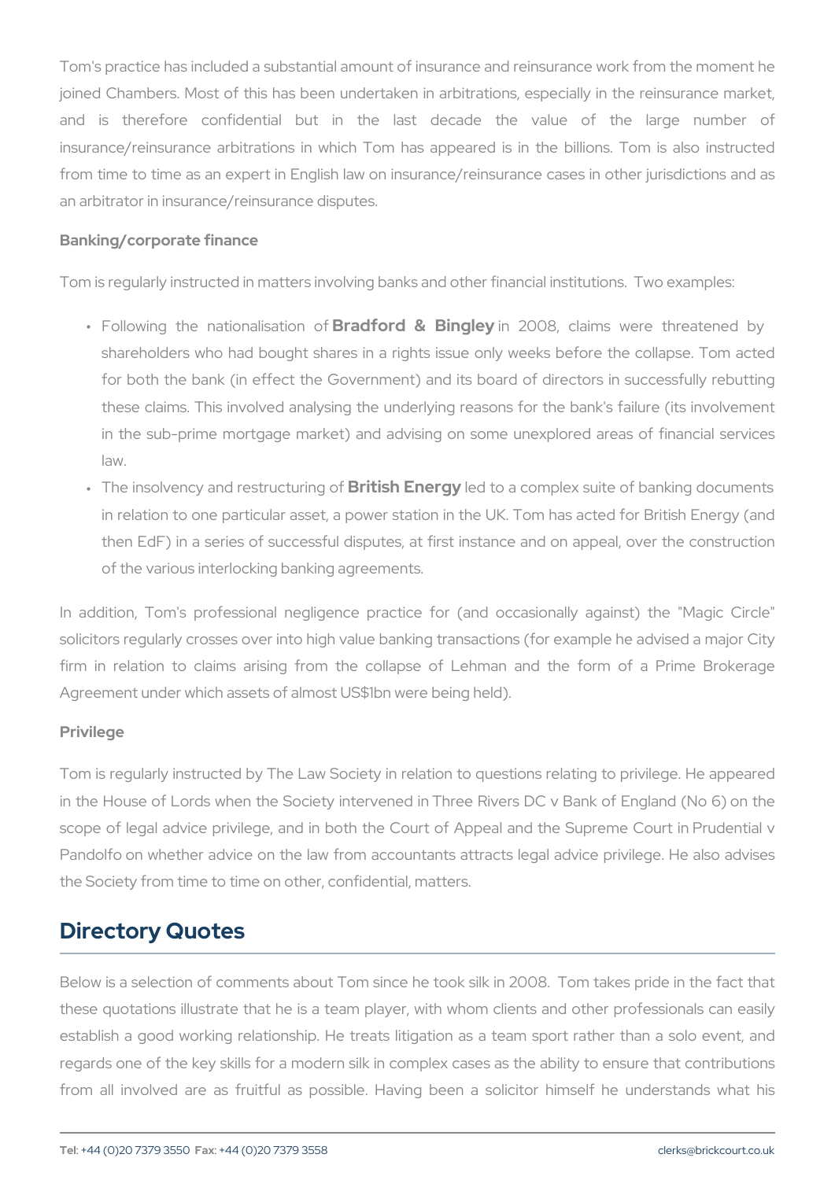Tom's practice has included a substantial amount of insurance and reinsurance work from the moment he joined Chambers. Most of this has been undertaken in arbitrations, especially in the reinsurance market, and is therefore confidential but in the last decade the value of the large number of insurance/reinsurance arbitrations in which Tom has appeared is in the billions. Tom is also instructed from time to time as an expert in English law on insurance/reinsurance cases in other jurisdictions and as an arbitrator in insurance/reinsurance disputes.

### Banking/corporate finance

Tom is regularly instructed in matters involving banks and other financial institutions. Two examples:

- Following the nationalisation of **Bradford & Bingley** in 2008, claims were threatened by shareholders who had bought shares in a rights issue only weeks before the collapse. Tom acted for both the bank (in effect the Government) and its board of directors in successfully rebutting these claims. This involved analysing the underlying reasons for the bank's failure (its involvement in the sub-prime mortgage market) and advising on some unexplored areas of financial services law.
- The insolvency and restructuring of **British Energy** led to a complex suite of banking documents in relation to one particular asset, a power station in the UK. Tom has acted for British Energy (and then EdF) in a series of successful disputes, at first instance and on appeal, over the construction of the various interlocking banking agreements.

In addition, Tom's professional negligence practice for (and occasionally against) the "Magic Circle" solicitors regularly crosses over into high value banking transactions (for example he advised a major City firm in relation to claims arising from the collapse of Lehman and the form of a Prime Brokerage Agreement under which assets of almost US$1bn were being held).

### Privilege

Tom is regularly instructed by The Law Society in relation to questions relating to privilege. He appeared in the House of Lords when the Society intervened in Three Rivers DC v Bank of England (No 6) on the scope of legal advice privilege, and in both the Court of Appeal and the Supreme Court in Prudential v Pandolfo on whether advice on the law from accountants attracts legal advice privilege. He also advises the Society from time to time on other, confidential, matters.

## Directory Quotes

Below is a selection of comments about Tom since he took silk in 2008. Tom takes pride in the fact that these quotations illustrate that he is a team player, with whom clients and other professionals can easily establish a good working relationship. He treats litigation as a team sport rather than a solo event, and regards one of the key skills for a modern silk in complex cases as the ability to ensure that contributions from all involved are as fruitful as possible. Having been a solicitor himself he understands what his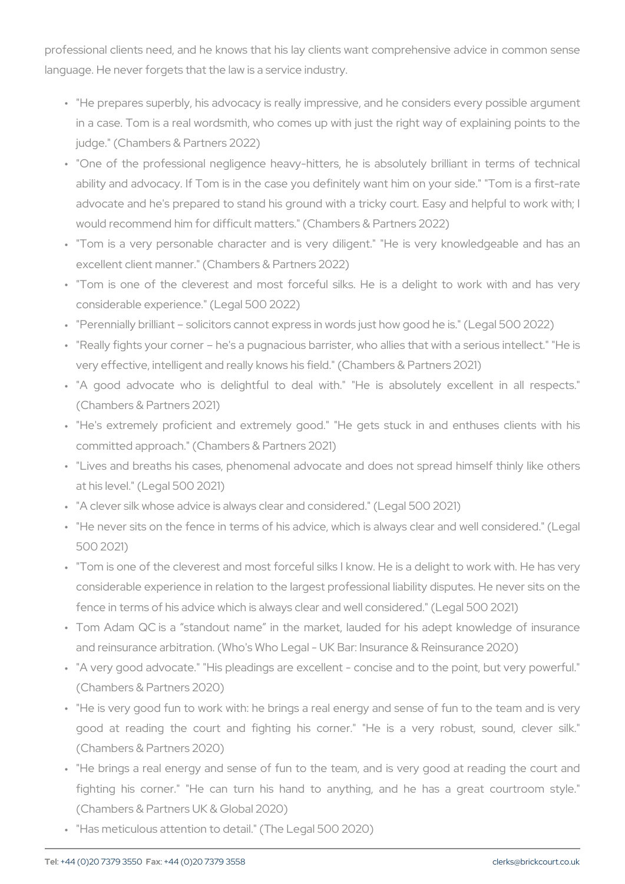professional clients need, and he knows that his lay clients want comprehensive advice in common sense language. He never forgets that the law is a service industry.

- "He prepares superbly, his advocacy is really impressive, and he considers every possible argument in a case. Tom is a real wordsmith, who comes up with just the right way of explaining points to the judge." (Chambers & Partners 2022)
- "One of the professional negligence heavy-hitters, he is absolutely brilliant in terms of technical ability and advocacy. If Tom is in the case you definitely want him on your side." "Tom is a first-rate advocate and he's prepared to stand his ground with a tricky court. Easy and helpful to work with; I would recommend him for difficult matters." (Chambers & Partners 2022)
- "Tom is a very personable character and is very diligent." "He is very knowledgeable and has an excellent client manner." (Chambers & Partners 2022)
- "Tom is one of the cleverest and most forceful silks. He is a delight to work with and has very considerable experience." (Legal 500 2022)
- "Perennially brilliant – solicitors cannot express in words just how good he is." (Legal 500 2022)
- "Really fights your corner – he's a pugnacious barrister, who allies that with a serious intellect." "He is very effective, intelligent and really knows his field." (Chambers & Partners 2021)
- "A good advocate who is delightful to deal with." "He is absolutely excellent in all respects." (Chambers & Partners 2021)
- "He's extremely proficient and extremely good." "He gets stuck in and enthuses clients with his committed approach." (Chambers & Partners 2021)
- "Lives and breaths his cases, phenomenal advocate and does not spread himself thinly like others at his level." (Legal 500 2021)
- "A clever silk whose advice is always clear and considered." (Legal 500 2021)
- "He never sits on the fence in terms of his advice, which is always clear and well considered." (Legal 500 2021)
- "Tom is one of the cleverest and most forceful silks I know. He is a delight to work with. He has very considerable experience in relation to the largest professional liability disputes. He never sits on the fence in terms of his advice which is always clear and well considered." (Legal 500 2021)
- Tom Adam QC is a “standout name” in the market, lauded for his adept knowledge of insurance and reinsurance arbitration. (Who's Who Legal - UK Bar: Insurance & Reinsurance 2020)
- "A very good advocate." "His pleadings are excellent - concise and to the point, but very powerful." (Chambers & Partners 2020)
- "He is very good fun to work with: he brings a real energy and sense of fun to the team and is very good at reading the court and fighting his corner." "He is a very robust, sound, clever silk." (Chambers & Partners 2020)
- "He brings a real energy and sense of fun to the team, and is very good at reading the court and fighting his corner." "He can turn his hand to anything, and he has a great courtroom style." (Chambers & Partners UK & Global 2020)
- "Has meticulous attention to detail." (The Legal 500 2020)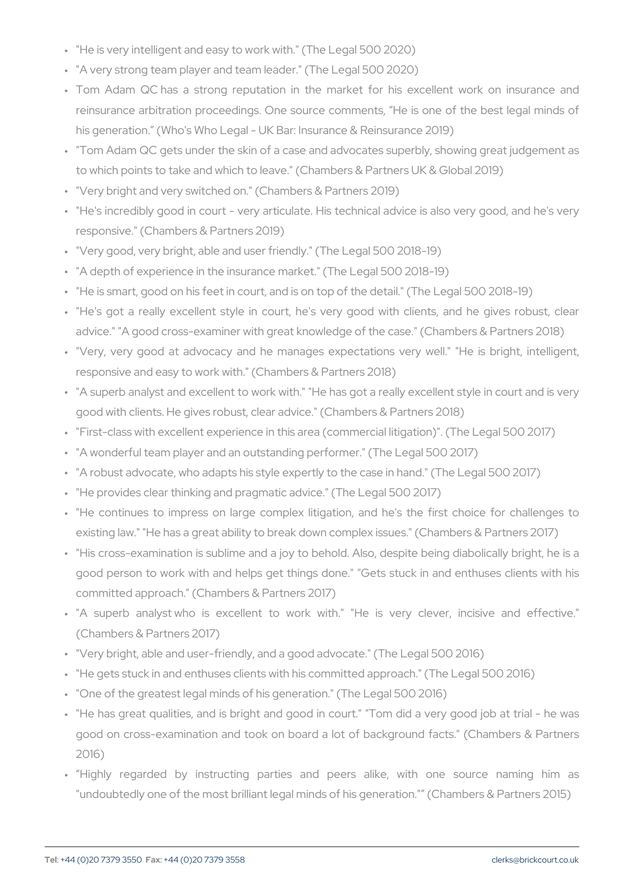- "He is very intelligent and easy to work with." (The Legal 500 2020)
- "A very strong team player and team leader." (The Legal 500 2020)
- Tom Adam QC has a strong reputation in the market for his excellent work on insurance and reinsurance arbitration proceedings. One source comments, "He is one of the best legal minds of his generation." (Who's Who Legal - UK Bar: Insurance & Reinsurance 2019)
- "Tom Adam QC gets under the skin of a case and advocates superbly, showing great judgement as to which points to take and which to leave." (Chambers & Partners UK & Global 2019)
- "Very bright and very switched on." (Chambers & Partners 2019)
- "He's incredibly good in court - very articulate. His technical advice is also very good, and he's very responsive." (Chambers & Partners 2019)
- "Very good, very bright, able and user friendly." (The Legal 500 2018-19)
- "A depth of experience in the insurance market." (The Legal 500 2018-19)
- "He is smart, good on his feet in court, and is on top of the detail." (The Legal 500 2018-19)
- "He's got a really excellent style in court, he's very good with clients, and he gives robust, clear advice." "A good cross-examiner with great knowledge of the case." (Chambers & Partners 2018)
- "Very, very good at advocacy and he manages expectations very well." "He is bright, intelligent, responsive and easy to work with." (Chambers & Partners 2018)
- "A superb analyst and excellent to work with." "He has got a really excellent style in court and is very good with clients. He gives robust, clear advice." (Chambers & Partners 2018)
- "First-class with excellent experience in this area (commercial litigation)". (The Legal 500 2017)
- "A wonderful team player and an outstanding performer." (The Legal 500 2017)
- "A robust advocate, who adapts his style expertly to the case in hand." (The Legal 500 2017)
- "He provides clear thinking and pragmatic advice." (The Legal 500 2017)
- "He continues to impress on large complex litigation, and he's the first choice for challenges to existing law." "He has a great ability to break down complex issues." (Chambers & Partners 2017)
- "His cross-examination is sublime and a joy to behold. Also, despite being diabolically bright, he is a good person to work with and helps get things done." "Gets stuck in and enthuses clients with his committed approach." (Chambers & Partners 2017)
- "A superb analyst who is excellent to work with." "He is very clever, incisive and effective." (Chambers & Partners 2017)
- "Very bright, able and user-friendly, and a good advocate." (The Legal 500 2016)
- "He gets stuck in and enthuses clients with his committed approach." (The Legal 500 2016)
- "One of the greatest legal minds of his generation." (The Legal 500 2016)
- "He has great qualities, and is bright and good in court." "Tom did a very good job at trial - he was good on cross-examination and took on board a lot of background facts." (Chambers & Partners 2016)
- "Highly regarded by instructing parties and peers alike, with one source naming him as "undoubtedly one of the most brilliant legal minds of his generation."" (Chambers & Partners 2015)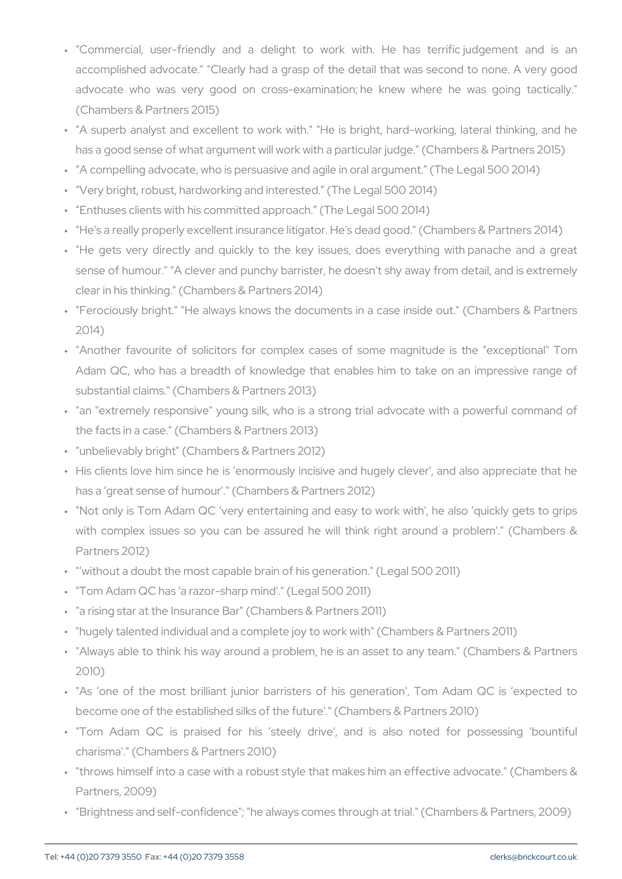- "Commercial, user-friendly and a delight to work with. He has terrific judgement and is an accomplished advocate." "Clearly had a grasp of the detail that was second to none. A very good advocate who was very good on cross-examination; he knew where he was going tactically." (Chambers & Partners 2015)
- "A superb analyst and excellent to work with." "He is bright, hard-working, lateral thinking, and he has a good sense of what argument will work with a particular judge." (Chambers & Partners 2015)
- "A compelling advocate, who is persuasive and agile in oral argument." (The Legal 500 2014)
- "Very bright, robust, hardworking and interested." (The Legal 500 2014)
- "Enthuses clients with his committed approach." (The Legal 500 2014)
- "He's a really properly excellent insurance litigator. He's dead good." (Chambers & Partners 2014)
- "He gets very directly and quickly to the key issues, does everything with panache and a great sense of humour." "A clever and punchy barrister, he doesn't shy away from detail, and is extremely clear in his thinking." (Chambers & Partners 2014)
- "Ferociously bright." "He always knows the documents in a case inside out." (Chambers & Partners 2014)
- "Another favourite of solicitors for complex cases of some magnitude is the "exceptional" Tom Adam QC, who has a breadth of knowledge that enables him to take on an impressive range of substantial claims." (Chambers & Partners 2013)
- "an "extremely responsive" young silk, who is a strong trial advocate with a powerful command of the facts in a case." (Chambers & Partners 2013)
- "unbelievably bright" (Chambers & Partners 2012)
- His clients love him since he is 'enormously incisive and hugely clever', and also appreciate that he has a 'great sense of humour'." (Chambers & Partners 2012)
- "Not only is Tom Adam QC 'very entertaining and easy to work with', he also 'quickly gets to grips with complex issues so you can be assured he will think right around a problem'." (Chambers & Partners 2012)
- "'without a doubt the most capable brain of his generation." (Legal 500 2011)
- "Tom Adam QC has 'a razor-sharp mind'." (Legal 500 2011)
- "a rising star at the Insurance Bar" (Chambers & Partners 2011)
- "hugely talented individual and a complete joy to work with" (Chambers & Partners 2011)
- "Always able to think his way around a problem, he is an asset to any team." (Chambers & Partners 2010)
- "As 'one of the most brilliant junior barristers of his generation', Tom Adam QC is 'expected to become one of the established silks of the future'." (Chambers & Partners 2010)
- "Tom Adam QC is praised for his 'steely drive', and is also noted for possessing 'bountiful charisma'." (Chambers & Partners 2010)
- "throws himself into a case with a robust style that makes him an effective advocate." (Chambers & Partners, 2009)
- "Brightness and self-confidence"; "he always comes through at trial." (Chambers & Partners, 2009)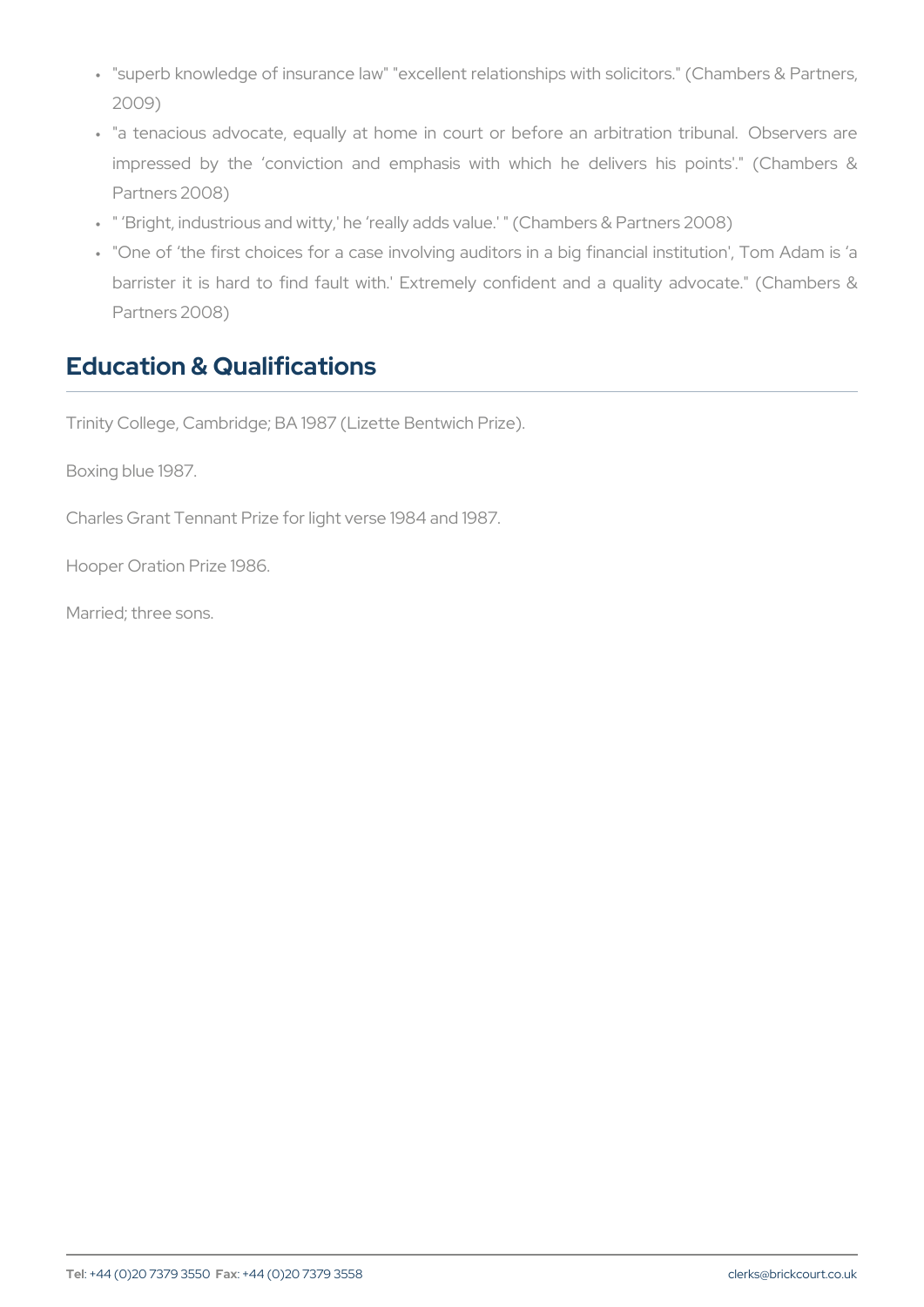- "superb knowledge of insurance law" "excellent relationships with solicitors." (Chambers & Partners, 2009)
- "a tenacious advocate, equally at home in court or before an arbitration tribunal. Observers are impressed by the 'conviction and emphasis with which he delivers his points'." (Chambers & Partners 2008)
- " 'Bright, industrious and witty,' he 'really adds value.' " (Chambers & Partners 2008)
- "One of 'the first choices for a case involving auditors in a big financial institution', Tom Adam is 'a barrister it is hard to find fault with.' Extremely confident and a quality advocate." (Chambers & Partners 2008)

## Education & Qualifications

Trinity College, Cambridge; BA 1987 (Lizette Bentwich Prize).

Boxing blue 1987.

Charles Grant Tennant Prize for light verse 1984 and 1987.

Hooper Oration Prize 1986.

Married; three sons.